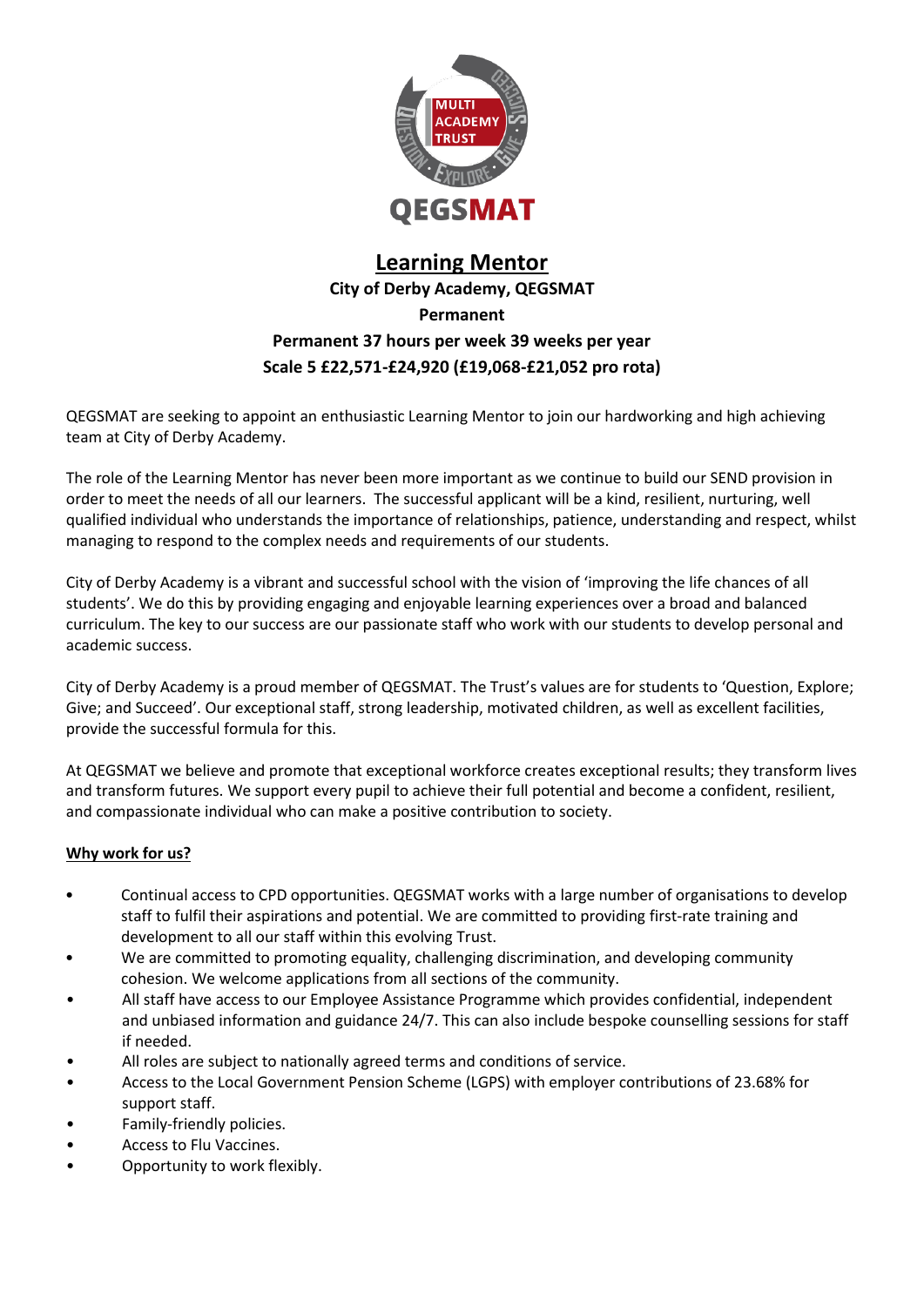# Learning Mentor

**City of Derby Academy, QEGSMAT**

**Permanent**

**Permanent 37 hours per week 39 weeks per year**

**Scale 5 £22,571-£24,920 (£19,068-£21,052 pro rota)**

QEGSMAT are seeking to appoint an enthusiastic Learning Mentor to join our hardworking and high achieving team at City of Derby Academy.

The role of the Learning Mentor has never been more important as we continue to build our SEND provision in order to meet the needs of all our learners. The successful applicant will be a kind, resilient, nurturing, well qualified individual who understands the importance of relationships, patience, understanding and respect, whilst managing to respond to the complex needs and requirements of our students.

City of Derby Academy is a vibrant and successful school with the vision of 'improving the life chances of all students'. We do this by providing engaging and enjoyable learning experiences over a broad and balanced curriculum. The key to our success are our passionate staff who work with our students to develop personal and academic success.

City of Derby Academy is a proud member of QEGSMAT. The Trust's values are for students to 'Question, Explore; Give; and Succeed'. Our exceptional staff, strong leadership, motivated children, as well as excellent facilities, provide the successful formula for this.

At QEGSMAT we believe and promote that exceptional workforce creates exceptional results; they transform lives and transform futures. We support every pupil to achieve their full potential and become a confident, resilient, and compassionate individual who can make a positive contribution to society.

## Why work for us?

- Continual access to CPD opportunities. QEGSMAT works with a large number of organisations to develop staff to fulfil their aspirations and potential. We are committed to providing first-rate training and development to all our staff within this evolving Trust.
- We are committed to promoting equality, challenging discrimination, and developing community cohesion. We welcome applications from all sections of the community.
- All staff have access to our Employee Assistance Programme which provides confidential, independent and unbiased information and guidance 24/7. This can also include bespoke counselling sessions for staff if needed.
- All roles are subject to nationally agreed terms and conditions of service.
- Access to the Local Government Pension Scheme (LGPS) with employer contributions of 23.68% for support staff.
- Family-friendly policies.
- Access to Flu Vaccines.
- Opportunity to work flexibly.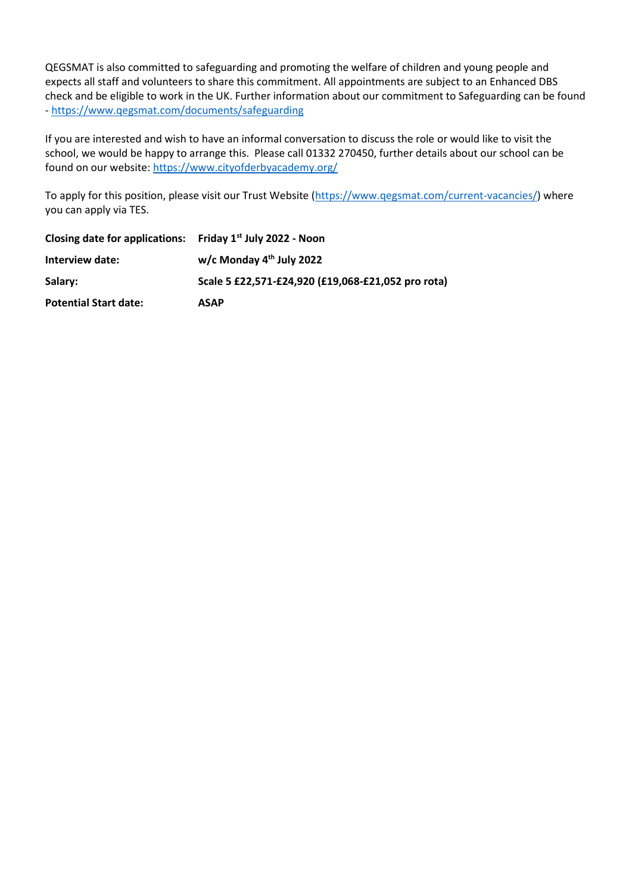QEGSMAT is also committed to safeguarding and promoting the welfare of children and young people and expects all staff and volunteers to share this commitment. All appointments are subject to an Enhanced DBS check and be eligible to work in the UK. Further information about our commitment to Safeguarding can be found - https://www.qegsmat.com/documents/safeguarding

If you are interested and wish to have an informal conversation to discuss the role or would like to visit the school, we would be happy to arrange this. Please call 01332 270450, further details about our school can be found on our website: https://www.cityofderbyacademy.org/

To apply for this position, please visit our Trust Website (https://www.qegsmat.com/current-vacancies/) where you can apply via TES.

| | |
|---|---|
| **Closing date for applications:** | **Friday 1st July 2022 - Noon** |
| **Interview date:** | **w/c Monday 4th July 2022** |
| **Salary:** | **Scale 5 £22,571-£24,920 (£19,068-£21,052 pro rota)** |
| **Potential Start date:** | **ASAP** |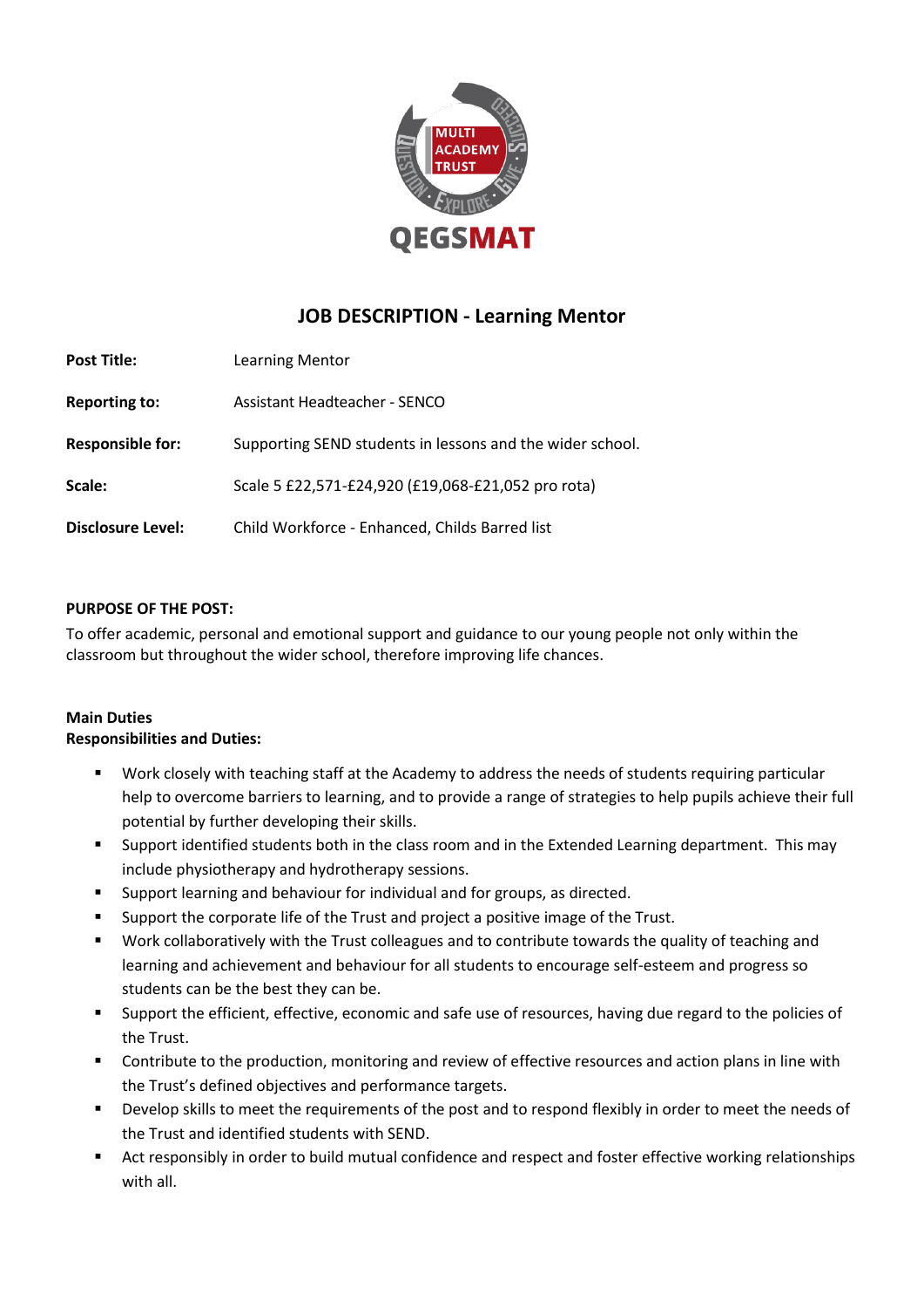QEGSMAT

# JOB DESCRIPTION - Learning Mentor

| **Post Title:** | Learning Mentor |
|---|---|
| **Reporting to:** | Assistant Headteacher - SENCO |
| **Responsible for:** | Supporting SEND students in lessons and the wider school. |
| **Scale:** | Scale 5 £22,571-£24,920 (£19,068-£21,052 pro rota) |
| **Disclosure Level:** | Child Workforce - Enhanced, Childs Barred list |

**PURPOSE OF THE POST:**

To offer academic, personal and emotional support and guidance to our young people not only within the classroom but throughout the wider school, therefore improving life chances.

**Main Duties**
**Responsibilities and Duties:**

- Work closely with teaching staff at the Academy to address the needs of students requiring particular help to overcome barriers to learning, and to provide a range of strategies to help pupils achieve their full potential by further developing their skills.
- Support identified students both in the class room and in the Extended Learning department. This may include physiotherapy and hydrotherapy sessions.
- Support learning and behaviour for individual and for groups, as directed.
- Support the corporate life of the Trust and project a positive image of the Trust.
- Work collaboratively with the Trust colleagues and to contribute towards the quality of teaching and learning and achievement and behaviour for all students to encourage self-esteem and progress so students can be the best they can be.
- Support the efficient, effective, economic and safe use of resources, having due regard to the policies of the Trust.
- Contribute to the production, monitoring and review of effective resources and action plans in line with the Trust's defined objectives and performance targets.
- Develop skills to meet the requirements of the post and to respond flexibly in order to meet the needs of the Trust and identified students with SEND.
- Act responsibly in order to build mutual confidence and respect and foster effective working relationships with all.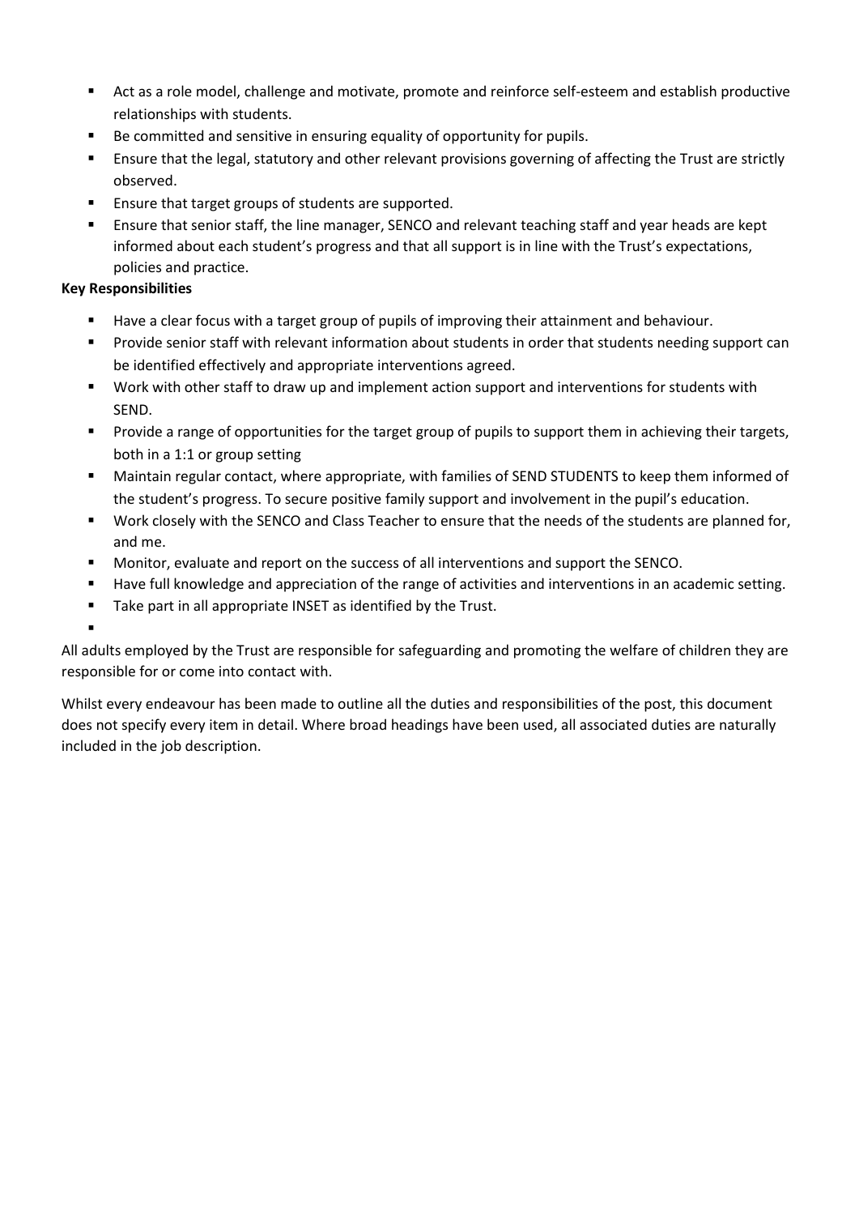- Act as a role model, challenge and motivate, promote and reinforce self-esteem and establish productive relationships with students.
- Be committed and sensitive in ensuring equality of opportunity for pupils.
- Ensure that the legal, statutory and other relevant provisions governing of affecting the Trust are strictly observed.
- Ensure that target groups of students are supported.
- Ensure that senior staff, the line manager, SENCO and relevant teaching staff and year heads are kept informed about each student's progress and that all support is in line with the Trust's expectations, policies and practice.

**Key Responsibilities**

- Have a clear focus with a target group of pupils of improving their attainment and behaviour.
- Provide senior staff with relevant information about students in order that students needing support can be identified effectively and appropriate interventions agreed.
- Work with other staff to draw up and implement action support and interventions for students with SEND.
- Provide a range of opportunities for the target group of pupils to support them in achieving their targets, both in a 1:1 or group setting
- Maintain regular contact, where appropriate, with families of SEND STUDENTS to keep them informed of the student's progress. To secure positive family support and involvement in the pupil's education.
- Work closely with the SENCO and Class Teacher to ensure that the needs of the students are planned for, and me.
- Monitor, evaluate and report on the success of all interventions and support the SENCO.
- Have full knowledge and appreciation of the range of activities and interventions in an academic setting.
- Take part in all appropriate INSET as identified by the Trust.

All adults employed by the Trust are responsible for safeguarding and promoting the welfare of children they are responsible for or come into contact with.

Whilst every endeavour has been made to outline all the duties and responsibilities of the post, this document does not specify every item in detail. Where broad headings have been used, all associated duties are naturally included in the job description.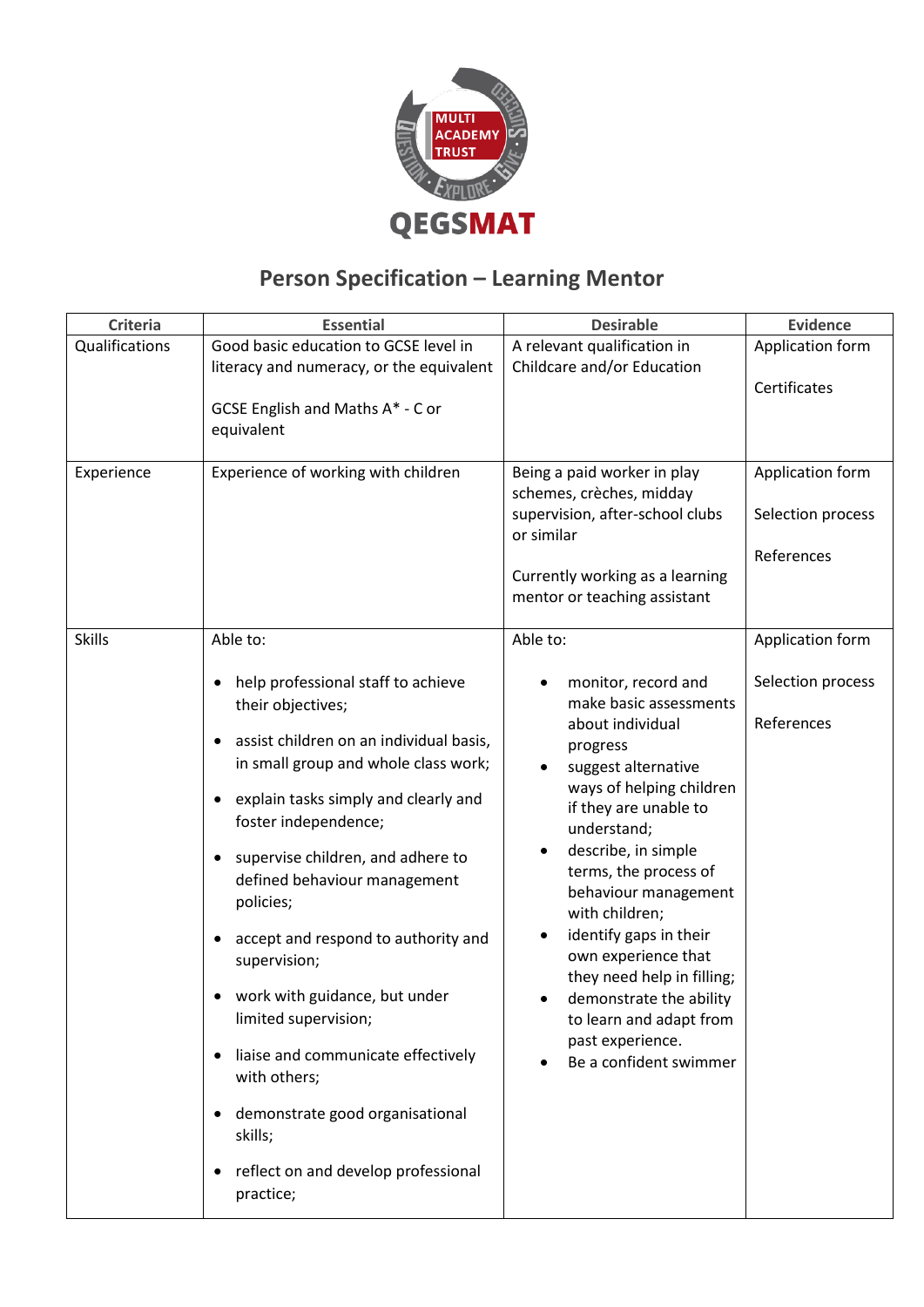QEGSMAT

## Person Specification – Learning Mentor

| Criteria | Essential | Desirable | Evidence |
|---|---|---|---|
| Qualifications | Good basic education to GCSE level in literacy and numeracy, or the equivalent<br><br>GCSE English and Maths A* - C or equivalent | A relevant qualification in Childcare and/or Education | Application form<br><br>Certificates |
| Experience | Experience of working with children | Being a paid worker in play schemes, crèches, midday supervision, after-school clubs or similar<br><br>Currently working as a learning mentor or teaching assistant | Application form<br><br>Selection process<br><br>References |
| Skills | Able to:<br><br>• help professional staff to achieve their objectives;<br>• assist children on an individual basis, in small group and whole class work;<br>• explain tasks simply and clearly and foster independence;<br>• supervise children, and adhere to defined behaviour management policies;<br>• accept and respond to authority and supervision;<br>• work with guidance, but under limited supervision;<br>• liaise and communicate effectively with others;<br>• demonstrate good organisational skills;<br>• reflect on and develop professional practice; | Able to:<br><br>• monitor, record and make basic assessments about individual progress<br>• suggest alternative ways of helping children if they are unable to understand;<br>• describe, in simple terms, the process of behaviour management with children;<br>• identify gaps in their own experience that they need help in filling;<br>• demonstrate the ability to learn and adapt from past experience.<br>• Be a confident swimmer | Application form<br><br>Selection process<br><br>References |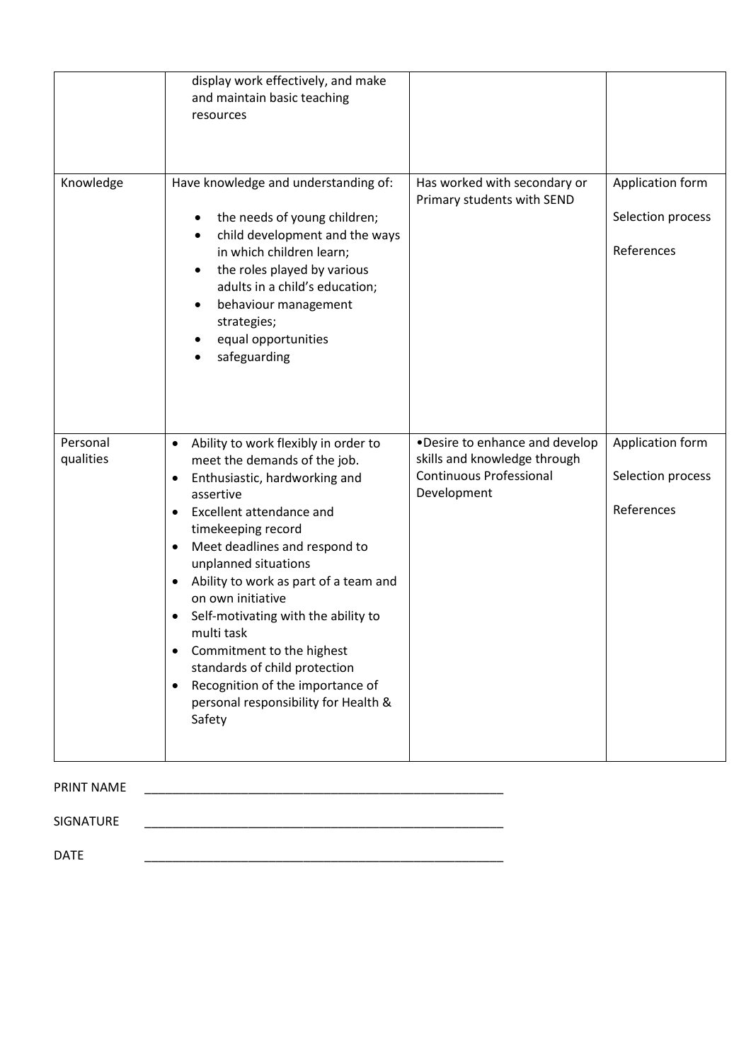| | | | |
|---|---|---|---|
| | display work effectively, and make and maintain basic teaching resources | | |
| Knowledge | Have knowledge and understanding of:<br>• the needs of young children;<br>• child development and the ways in which children learn;<br>• the roles played by various adults in a child's education;<br>• behaviour management strategies;<br>• equal opportunities<br>• safeguarding | Has worked with secondary or Primary students with SEND | Application form<br><br>Selection process<br><br>References |
| Personal qualities | • Ability to work flexibly in order to meet the demands of the job.<br>• Enthusiastic, hardworking and assertive<br>• Excellent attendance and timekeeping record<br>• Meet deadlines and respond to unplanned situations<br>• Ability to work as part of a team and on own initiative<br>• Self-motivating with the ability to multi task<br>• Commitment to the highest standards of child protection<br>• Recognition of the importance of personal responsibility for Health & Safety | •Desire to enhance and develop skills and knowledge through Continuous Professional Development | Application form<br><br>Selection process<br><br>References |

PRINT NAME _____________________________________________________

SIGNATURE _____________________________________________________

DATE _____________________________________________________